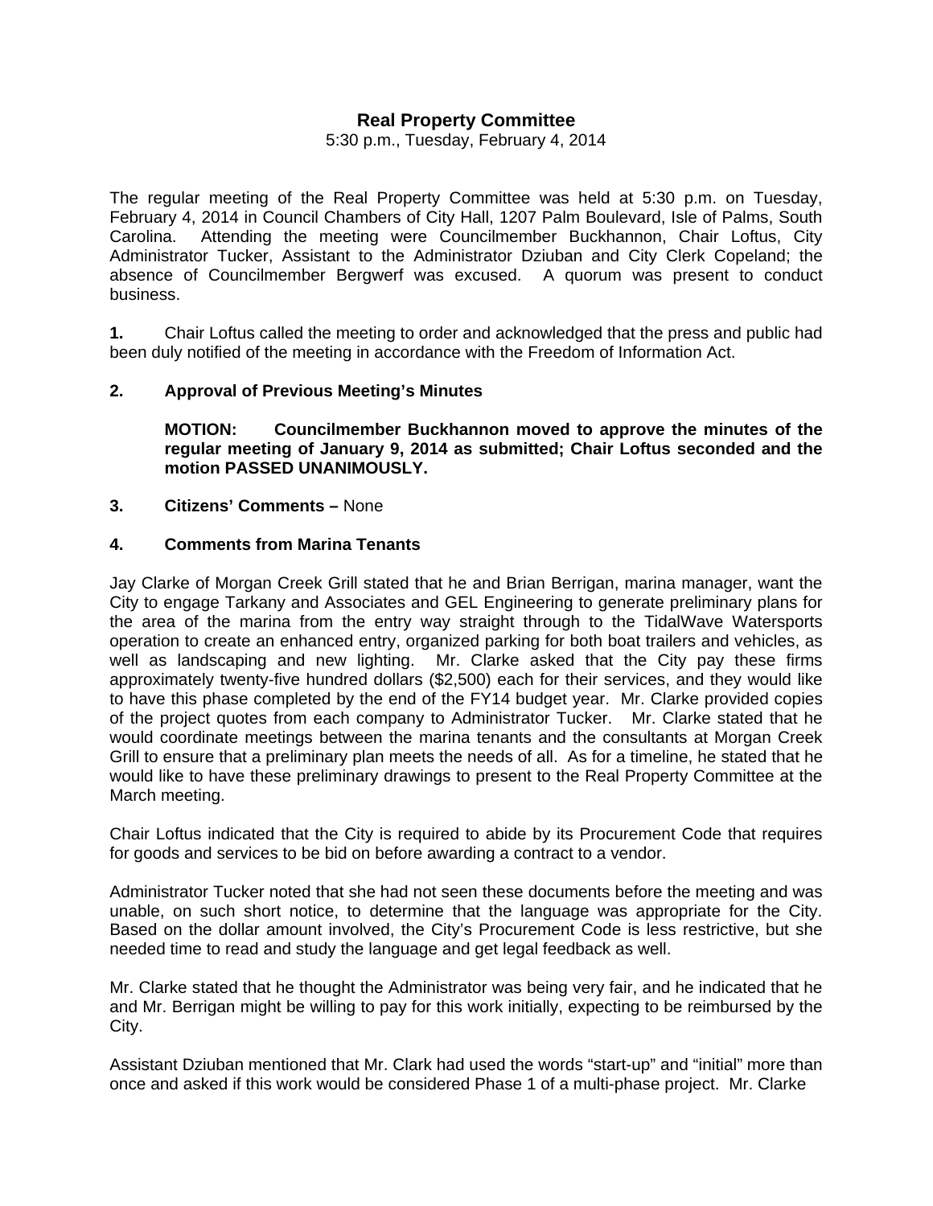# Real Property Committee

5:30 p.m., Tuesday, February 4, 2014

The regular meeting of the Real Property Committee was held at 5:30 p.m. on Tuesday, February 4, 2014 in Council Chambers of City Hall, 1207 Palm Boulevard, Isle of Palms, South Carolina. Attending the meeting were Councilmember Buckhannon, Chair Loftus, City Administrator Tucker, Assistant to the Administrator Dziuban and City Clerk Copeland; the absence of Councilmember Bergwerf was excused. A quorum was present to conduct business.

**1.** Chair Loftus called the meeting to order and acknowledged that the press and public had been duly notified of the meeting in accordance with the Freedom of Information Act.

**2. Approval of Previous Meeting's Minutes**

**MOTION: Councilmember Buckhannon moved to approve the minutes of the regular meeting of January 9, 2014 as submitted; Chair Loftus seconded and the motion PASSED UNANIMOUSLY.**

**3. Citizens' Comments –** None

**4. Comments from Marina Tenants**

Jay Clarke of Morgan Creek Grill stated that he and Brian Berrigan, marina manager, want the City to engage Tarkany and Associates and GEL Engineering to generate preliminary plans for the area of the marina from the entry way straight through to the TidalWave Watersports operation to create an enhanced entry, organized parking for both boat trailers and vehicles, as well as landscaping and new lighting. Mr. Clarke asked that the City pay these firms approximately twenty-five hundred dollars ($2,500) each for their services, and they would like to have this phase completed by the end of the FY14 budget year. Mr. Clarke provided copies of the project quotes from each company to Administrator Tucker. Mr. Clarke stated that he would coordinate meetings between the marina tenants and the consultants at Morgan Creek Grill to ensure that a preliminary plan meets the needs of all. As for a timeline, he stated that he would like to have these preliminary drawings to present to the Real Property Committee at the March meeting.

Chair Loftus indicated that the City is required to abide by its Procurement Code that requires for goods and services to be bid on before awarding a contract to a vendor.

Administrator Tucker noted that she had not seen these documents before the meeting and was unable, on such short notice, to determine that the language was appropriate for the City. Based on the dollar amount involved, the City's Procurement Code is less restrictive, but she needed time to read and study the language and get legal feedback as well.

Mr. Clarke stated that he thought the Administrator was being very fair, and he indicated that he and Mr. Berrigan might be willing to pay for this work initially, expecting to be reimbursed by the City.

Assistant Dziuban mentioned that Mr. Clark had used the words "start-up" and "initial" more than once and asked if this work would be considered Phase 1 of a multi-phase project. Mr. Clarke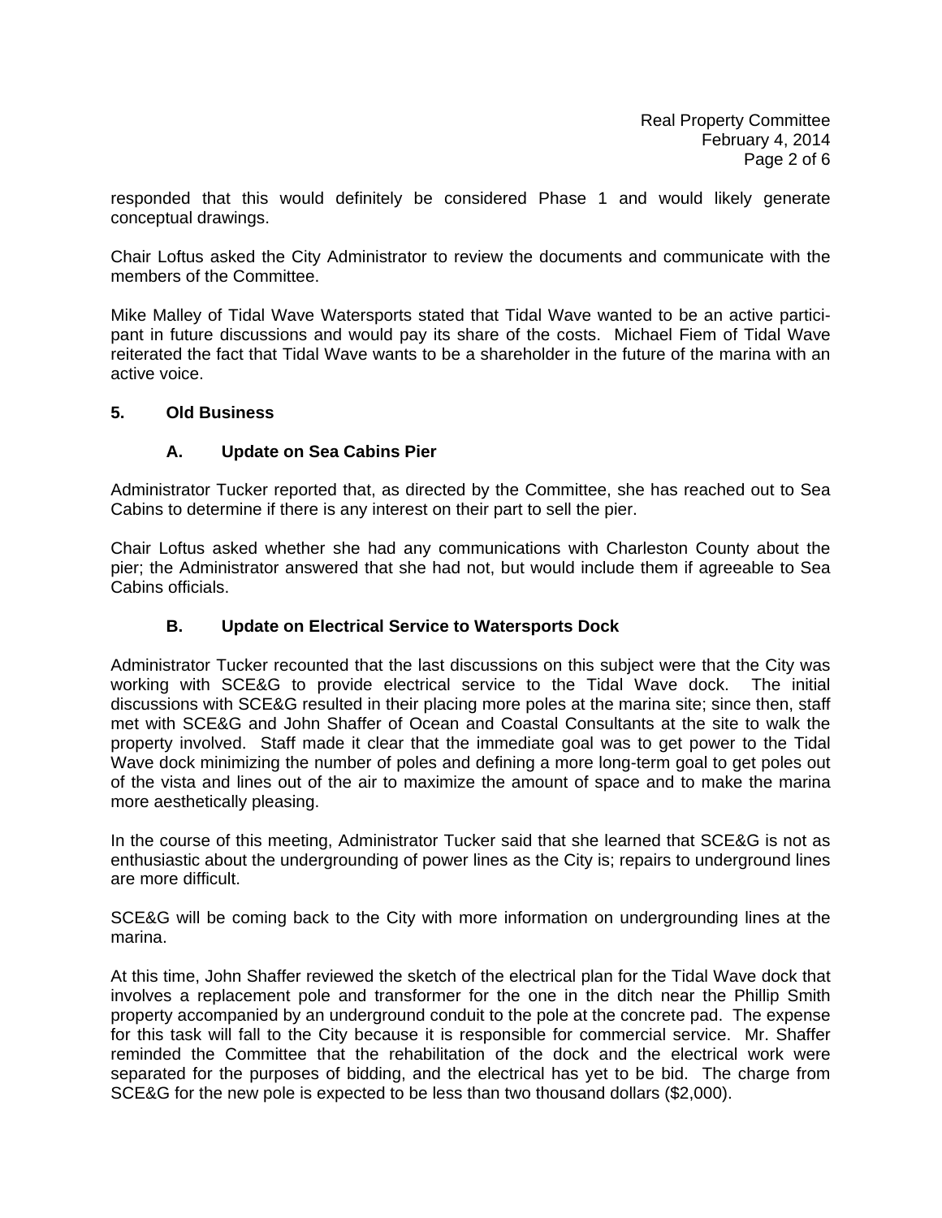responded that this would definitely be considered Phase 1 and would likely generate conceptual drawings.

Chair Loftus asked the City Administrator to review the documents and communicate with the members of the Committee.

Mike Malley of Tidal Wave Watersports stated that Tidal Wave wanted to be an active participant in future discussions and would pay its share of the costs. Michael Fiem of Tidal Wave reiterated the fact that Tidal Wave wants to be a shareholder in the future of the marina with an active voice.

## 5. Old Business

### A. Update on Sea Cabins Pier

Administrator Tucker reported that, as directed by the Committee, she has reached out to Sea Cabins to determine if there is any interest on their part to sell the pier.

Chair Loftus asked whether she had any communications with Charleston County about the pier; the Administrator answered that she had not, but would include them if agreeable to Sea Cabins officials.

### B. Update on Electrical Service to Watersports Dock

Administrator Tucker recounted that the last discussions on this subject were that the City was working with SCE&G to provide electrical service to the Tidal Wave dock. The initial discussions with SCE&G resulted in their placing more poles at the marina site; since then, staff met with SCE&G and John Shaffer of Ocean and Coastal Consultants at the site to walk the property involved. Staff made it clear that the immediate goal was to get power to the Tidal Wave dock minimizing the number of poles and defining a more long-term goal to get poles out of the vista and lines out of the air to maximize the amount of space and to make the marina more aesthetically pleasing.

In the course of this meeting, Administrator Tucker said that she learned that SCE&G is not as enthusiastic about the undergrounding of power lines as the City is; repairs to underground lines are more difficult.

SCE&G will be coming back to the City with more information on undergrounding lines at the marina.

At this time, John Shaffer reviewed the sketch of the electrical plan for the Tidal Wave dock that involves a replacement pole and transformer for the one in the ditch near the Phillip Smith property accompanied by an underground conduit to the pole at the concrete pad. The expense for this task will fall to the City because it is responsible for commercial service. Mr. Shaffer reminded the Committee that the rehabilitation of the dock and the electrical work were separated for the purposes of bidding, and the electrical has yet to be bid. The charge from SCE&G for the new pole is expected to be less than two thousand dollars ($2,000).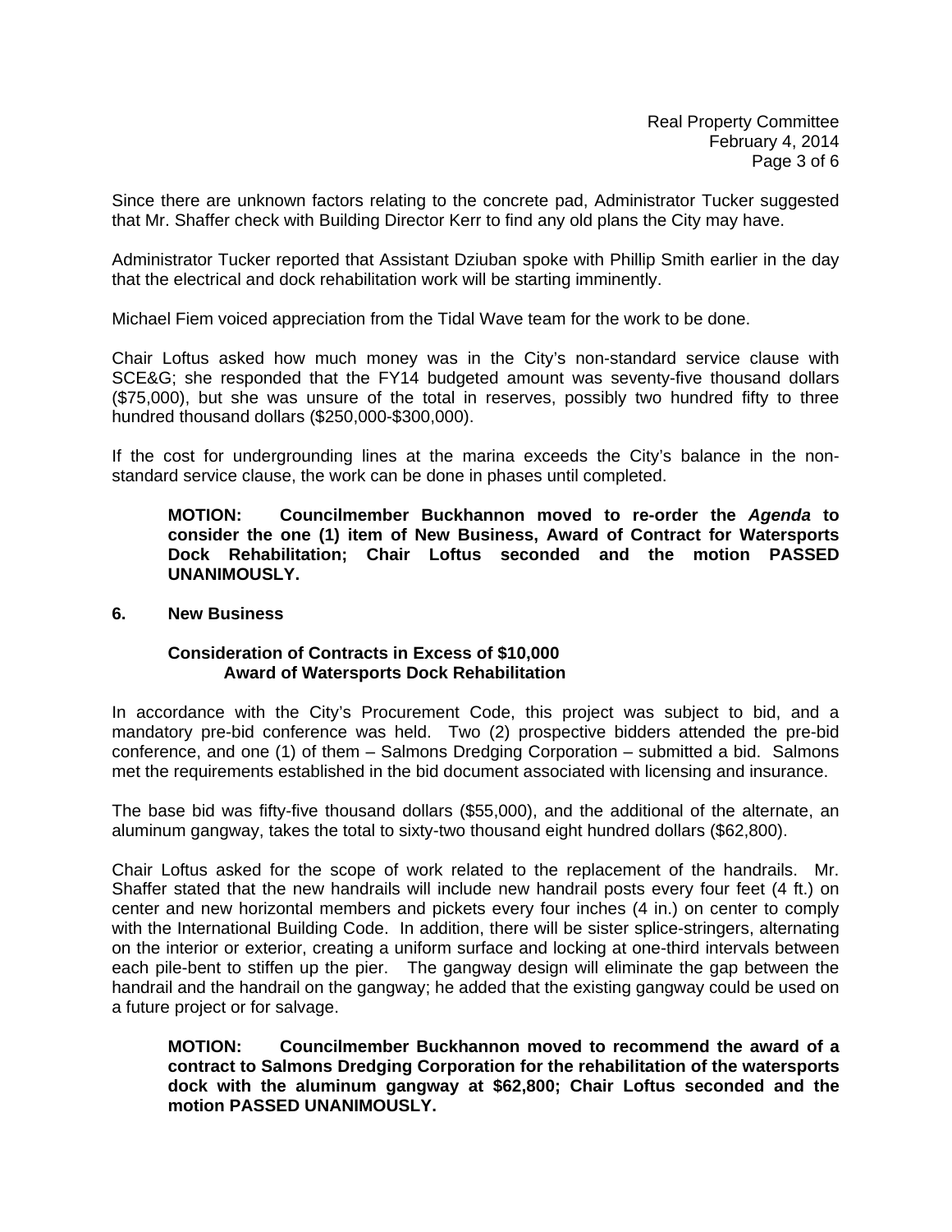Since there are unknown factors relating to the concrete pad, Administrator Tucker suggested that Mr. Shaffer check with Building Director Kerr to find any old plans the City may have.

Administrator Tucker reported that Assistant Dziuban spoke with Phillip Smith earlier in the day that the electrical and dock rehabilitation work will be starting imminently.

Michael Fiem voiced appreciation from the Tidal Wave team for the work to be done.

Chair Loftus asked how much money was in the City's non-standard service clause with SCE&G; she responded that the FY14 budgeted amount was seventy-five thousand dollars ($75,000), but she was unsure of the total in reserves, possibly two hundred fifty to three hundred thousand dollars ($250,000-$300,000).

If the cost for undergrounding lines at the marina exceeds the City's balance in the non-standard service clause, the work can be done in phases until completed.

> **MOTION: Councilmember Buckhannon moved to re-order the *Agenda* to consider the one (1) item of New Business, Award of Contract for Watersports Dock Rehabilitation; Chair Loftus seconded and the motion PASSED UNANIMOUSLY.**

**6. New Business**

**Consideration of Contracts in Excess of $10,000**
**Award of Watersports Dock Rehabilitation**

In accordance with the City's Procurement Code, this project was subject to bid, and a mandatory pre-bid conference was held. Two (2) prospective bidders attended the pre-bid conference, and one (1) of them – Salmons Dredging Corporation – submitted a bid. Salmons met the requirements established in the bid document associated with licensing and insurance.

The base bid was fifty-five thousand dollars ($55,000), and the additional of the alternate, an aluminum gangway, takes the total to sixty-two thousand eight hundred dollars ($62,800).

Chair Loftus asked for the scope of work related to the replacement of the handrails. Mr. Shaffer stated that the new handrails will include new handrail posts every four feet (4 ft.) on center and new horizontal members and pickets every four inches (4 in.) on center to comply with the International Building Code. In addition, there will be sister splice-stringers, alternating on the interior or exterior, creating a uniform surface and locking at one-third intervals between each pile-bent to stiffen up the pier. The gangway design will eliminate the gap between the handrail and the handrail on the gangway; he added that the existing gangway could be used on a future project or for salvage.

> **MOTION: Councilmember Buckhannon moved to recommend the award of a contract to Salmons Dredging Corporation for the rehabilitation of the watersports dock with the aluminum gangway at $62,800; Chair Loftus seconded and the motion PASSED UNANIMOUSLY.**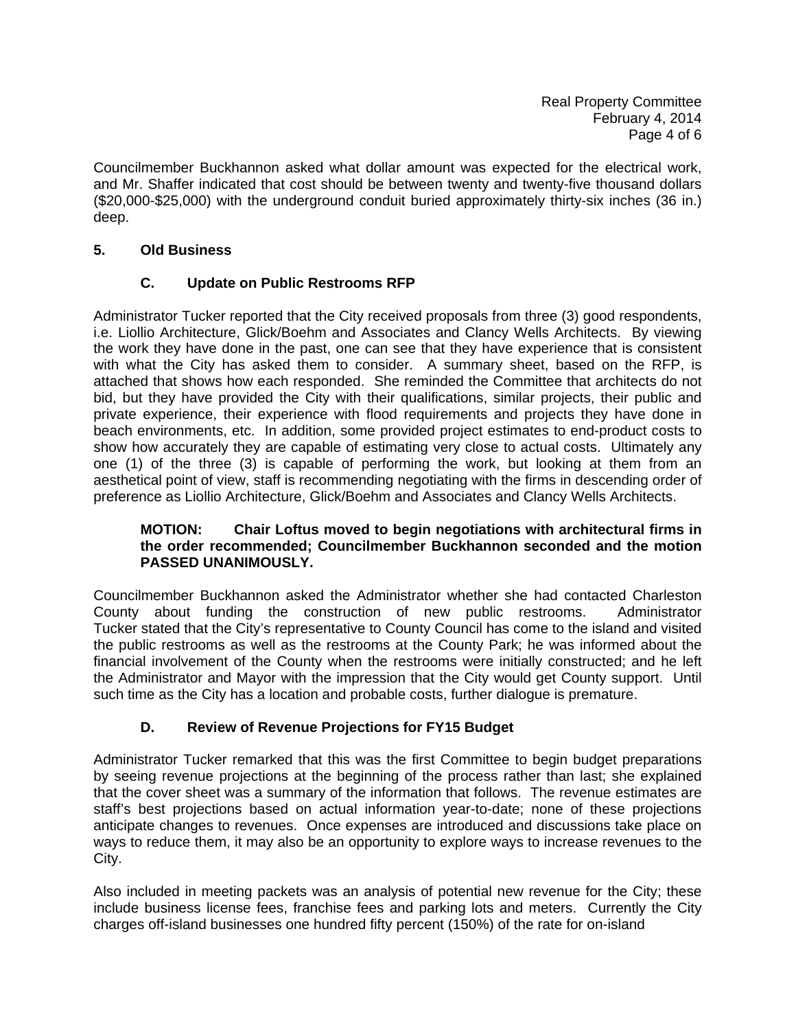Councilmember Buckhannon asked what dollar amount was expected for the electrical work, and Mr. Shaffer indicated that cost should be between twenty and twenty-five thousand dollars ($20,000-$25,000) with the underground conduit buried approximately thirty-six inches (36 in.) deep.

## 5. Old Business

### C. Update on Public Restrooms RFP

Administrator Tucker reported that the City received proposals from three (3) good respondents, i.e. Liollio Architecture, Glick/Boehm and Associates and Clancy Wells Architects. By viewing the work they have done in the past, one can see that they have experience that is consistent with what the City has asked them to consider. A summary sheet, based on the RFP, is attached that shows how each responded. She reminded the Committee that architects do not bid, but they have provided the City with their qualifications, similar projects, their public and private experience, their experience with flood requirements and projects they have done in beach environments, etc. In addition, some provided project estimates to end-product costs to show how accurately they are capable of estimating very close to actual costs. Ultimately any one (1) of the three (3) is capable of performing the work, but looking at them from an aesthetical point of view, staff is recommending negotiating with the firms in descending order of preference as Liollio Architecture, Glick/Boehm and Associates and Clancy Wells Architects.

**MOTION: Chair Loftus moved to begin negotiations with architectural firms in the order recommended; Councilmember Buckhannon seconded and the motion PASSED UNANIMOUSLY.**

Councilmember Buckhannon asked the Administrator whether she had contacted Charleston County about funding the construction of new public restrooms. Administrator Tucker stated that the City's representative to County Council has come to the island and visited the public restrooms as well as the restrooms at the County Park; he was informed about the financial involvement of the County when the restrooms were initially constructed; and he left the Administrator and Mayor with the impression that the City would get County support. Until such time as the City has a location and probable costs, further dialogue is premature.

### D. Review of Revenue Projections for FY15 Budget

Administrator Tucker remarked that this was the first Committee to begin budget preparations by seeing revenue projections at the beginning of the process rather than last; she explained that the cover sheet was a summary of the information that follows. The revenue estimates are staff's best projections based on actual information year-to-date; none of these projections anticipate changes to revenues. Once expenses are introduced and discussions take place on ways to reduce them, it may also be an opportunity to explore ways to increase revenues to the City.

Also included in meeting packets was an analysis of potential new revenue for the City; these include business license fees, franchise fees and parking lots and meters. Currently the City charges off-island businesses one hundred fifty percent (150%) of the rate for on-island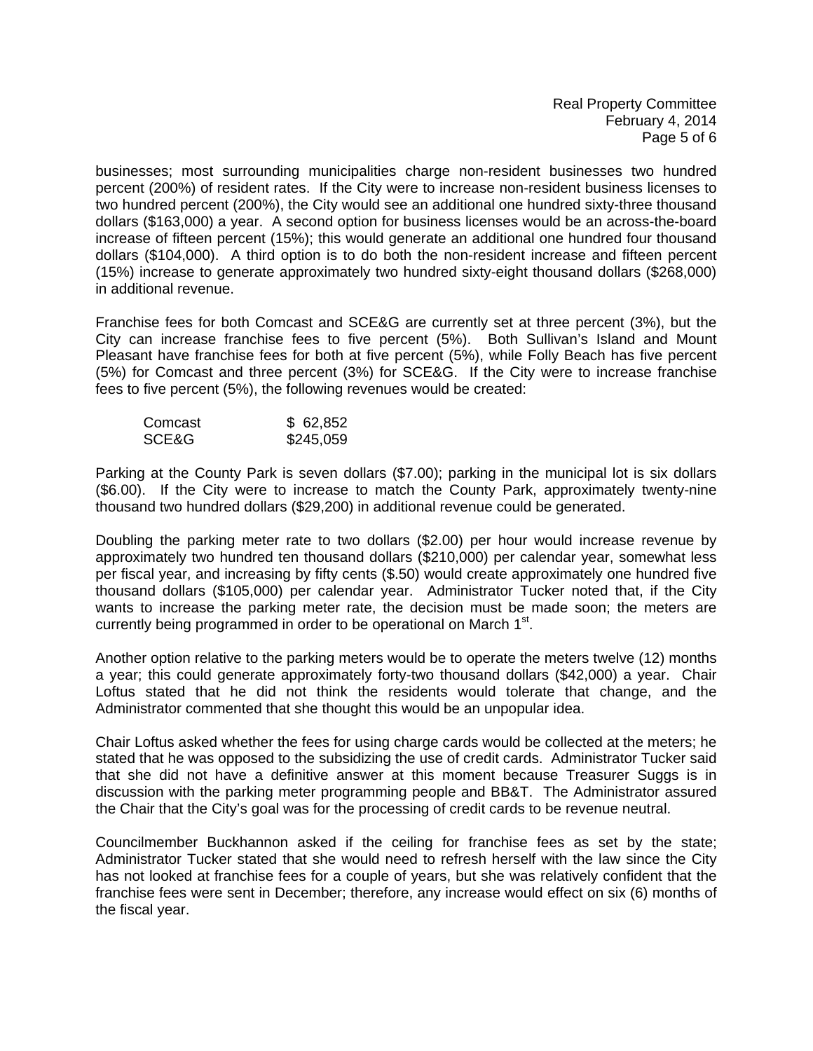businesses; most surrounding municipalities charge non-resident businesses two hundred percent (200%) of resident rates. If the City were to increase non-resident business licenses to two hundred percent (200%), the City would see an additional one hundred sixty-three thousand dollars ($163,000) a year. A second option for business licenses would be an across-the-board increase of fifteen percent (15%); this would generate an additional one hundred four thousand dollars ($104,000). A third option is to do both the non-resident increase and fifteen percent (15%) increase to generate approximately two hundred sixty-eight thousand dollars ($268,000) in additional revenue.

Franchise fees for both Comcast and SCE&G are currently set at three percent (3%), but the City can increase franchise fees to five percent (5%). Both Sullivan's Island and Mount Pleasant have franchise fees for both at five percent (5%), while Folly Beach has five percent (5%) for Comcast and three percent (3%) for SCE&G. If the City were to increase franchise fees to five percent (5%), the following revenues would be created:

| | |
|---|---|
| Comcast | $ 62,852 |
| SCE&G | $245,059 |

Parking at the County Park is seven dollars ($7.00); parking in the municipal lot is six dollars ($6.00). If the City were to increase to match the County Park, approximately twenty-nine thousand two hundred dollars ($29,200) in additional revenue could be generated.

Doubling the parking meter rate to two dollars ($2.00) per hour would increase revenue by approximately two hundred ten thousand dollars ($210,000) per calendar year, somewhat less per fiscal year, and increasing by fifty cents ($.50) would create approximately one hundred five thousand dollars ($105,000) per calendar year. Administrator Tucker noted that, if the City wants to increase the parking meter rate, the decision must be made soon; the meters are currently being programmed in order to be operational on March 1st.

Another option relative to the parking meters would be to operate the meters twelve (12) months a year; this could generate approximately forty-two thousand dollars ($42,000) a year. Chair Loftus stated that he did not think the residents would tolerate that change, and the Administrator commented that she thought this would be an unpopular idea.

Chair Loftus asked whether the fees for using charge cards would be collected at the meters; he stated that he was opposed to the subsidizing the use of credit cards. Administrator Tucker said that she did not have a definitive answer at this moment because Treasurer Suggs is in discussion with the parking meter programming people and BB&T. The Administrator assured the Chair that the City's goal was for the processing of credit cards to be revenue neutral.

Councilmember Buckhannon asked if the ceiling for franchise fees as set by the state; Administrator Tucker stated that she would need to refresh herself with the law since the City has not looked at franchise fees for a couple of years, but she was relatively confident that the franchise fees were sent in December; therefore, any increase would effect on six (6) months of the fiscal year.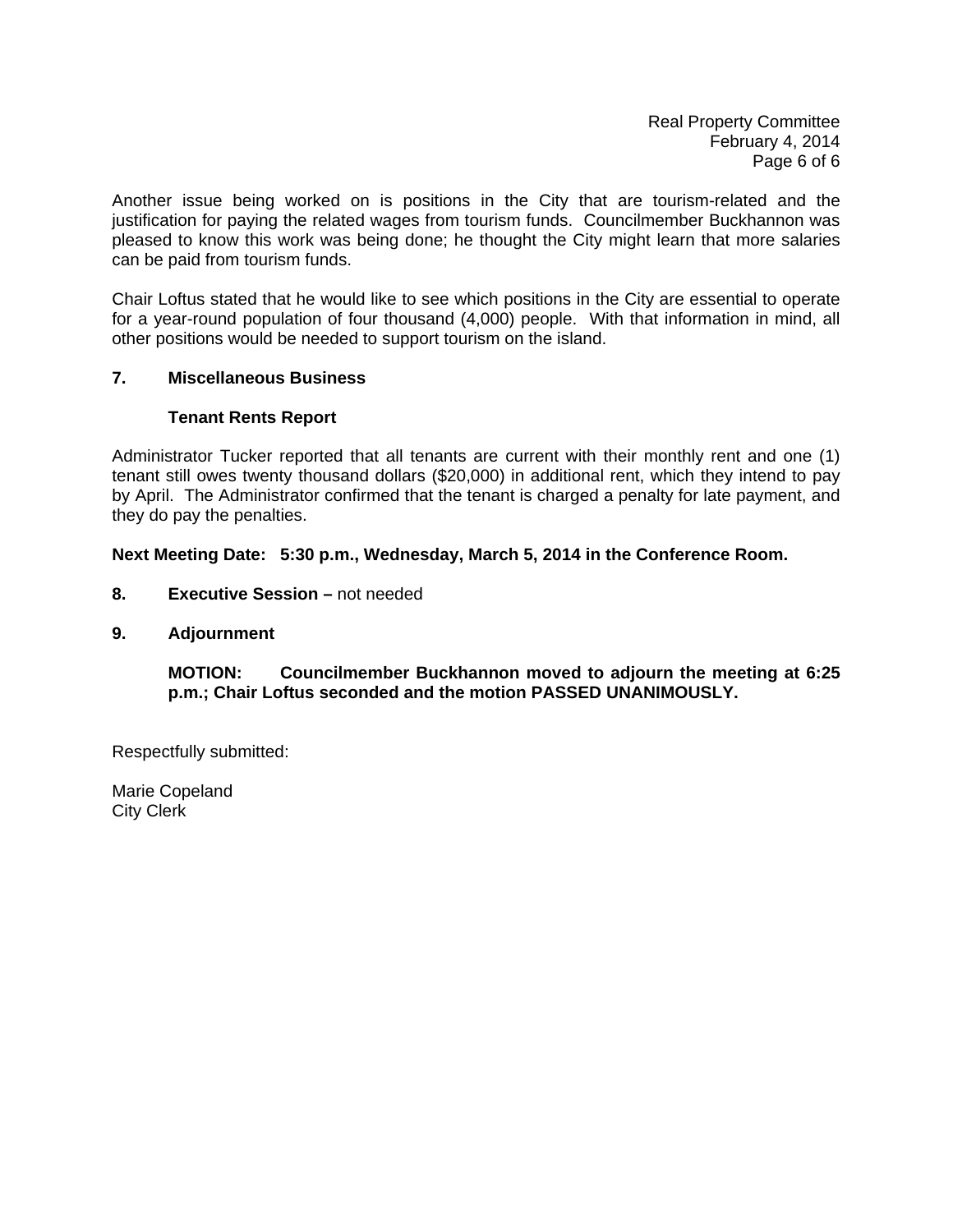Another issue being worked on is positions in the City that are tourism-related and the justification for paying the related wages from tourism funds. Councilmember Buckhannon was pleased to know this work was being done; he thought the City might learn that more salaries can be paid from tourism funds.

Chair Loftus stated that he would like to see which positions in the City are essential to operate for a year-round population of four thousand (4,000) people. With that information in mind, all other positions would be needed to support tourism on the island.

**7. Miscellaneous Business**

**Tenant Rents Report**

Administrator Tucker reported that all tenants are current with their monthly rent and one (1) tenant still owes twenty thousand dollars ($20,000) in additional rent, which they intend to pay by April. The Administrator confirmed that the tenant is charged a penalty for late payment, and they do pay the penalties.

**Next Meeting Date: 5:30 p.m., Wednesday, March 5, 2014 in the Conference Room.**

**8. Executive Session –** not needed

**9. Adjournment**

**MOTION: Councilmember Buckhannon moved to adjourn the meeting at 6:25 p.m.; Chair Loftus seconded and the motion PASSED UNANIMOUSLY.**

Respectfully submitted:

Marie Copeland
City Clerk